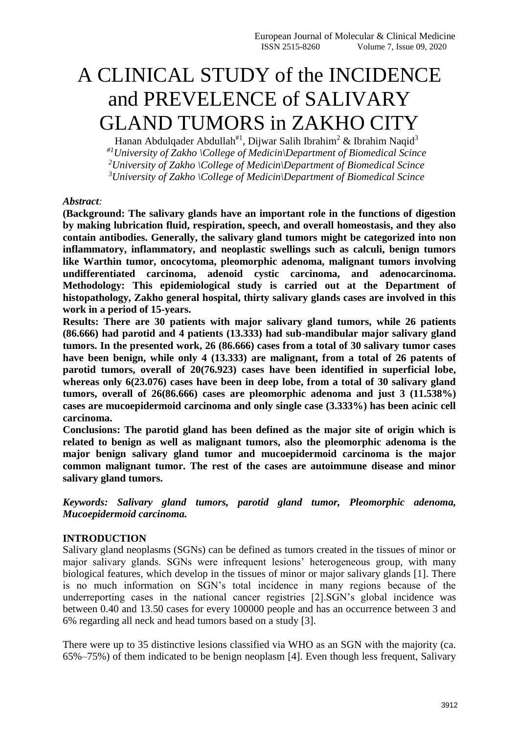# A CLINICAL STUDY of the INCIDENCE and PREVELENCE of SALIVARY GLAND TUMORS in ZAKHO CITY

Hanan Abdulqader Abdullah[#1], Dijwar Salih Ibrahim[2] & Ibrahim Naqid[3]

[#1]*University of Zakho \College of Medicin\Department of Biomedical Scince*

[2]*University of Zakho \College of Medicin\Department of Biomedical Scince*

[3]*University of Zakho \College of Medicin\Department of Biomedical Scince*

***Abstract:***

**(Background: The salivary glands have an important role in the functions of digestion by making lubrication fluid, respiration, speech, and overall homeostasis, and they also contain antibodies. Generally, the salivary gland tumors might be categorized into non inflammatory, inflammatory, and neoplastic swellings such as calculi, benign tumors like Warthin tumor, oncocytoma, pleomorphic adenoma, malignant tumors involving undifferentiated carcinoma, adenoid cystic carcinoma, and adenocarcinoma. Methodology: This epidemiological study is carried out at the Department of histopathology, Zakho general hospital, thirty salivary glands cases are involved in this work in a period of 15-years.**

**Results: There are 30 patients with major salivary gland tumors, while 26 patients (86.666) had parotid and 4 patients (13.333) had sub-mandibular major salivary gland tumors. In the presented work, 26 (86.666) cases from a total of 30 salivary tumor cases have been benign, while only 4 (13.333) are malignant, from a total of 26 patents of parotid tumors, overall of 20(76.923) cases have been identified in superficial lobe, whereas only 6(23.076) cases have been in deep lobe, from a total of 30 salivary gland tumors, overall of 26(86.666) cases are pleomorphic adenoma and just 3 (11.538%) cases are mucoepidermoid carcinoma and only single case (3.333%) has been acinic cell carcinoma.**

**Conclusions: The parotid gland has been defined as the major site of origin which is related to benign as well as malignant tumors, also the pleomorphic adenoma is the major benign salivary gland tumor and mucoepidermoid carcinoma is the major common malignant tumor. The rest of the cases are autoimmune disease and minor salivary gland tumors.**

***Keywords: Salivary gland tumors, parotid gland tumor, Pleomorphic adenoma, Mucoepidermoid carcinoma.***

## INTRODUCTION

Salivary gland neoplasms (SGNs) can be defined as tumors created in the tissues of minor or major salivary glands. SGNs were infrequent lesions' heterogeneous group, with many biological features, which develop in the tissues of minor or major salivary glands [1]. There is no much information on SGN's total incidence in many regions because of the underreporting cases in the national cancer registries [2].SGN's global incidence was between 0.40 and 13.50 cases for every 100000 people and has an occurrence between 3 and 6% regarding all neck and head tumors based on a study [3].

There were up to 35 distinctive lesions classified via WHO as an SGN with the majority (ca. 65%–75%) of them indicated to be benign neoplasm [4]. Even though less frequent, Salivary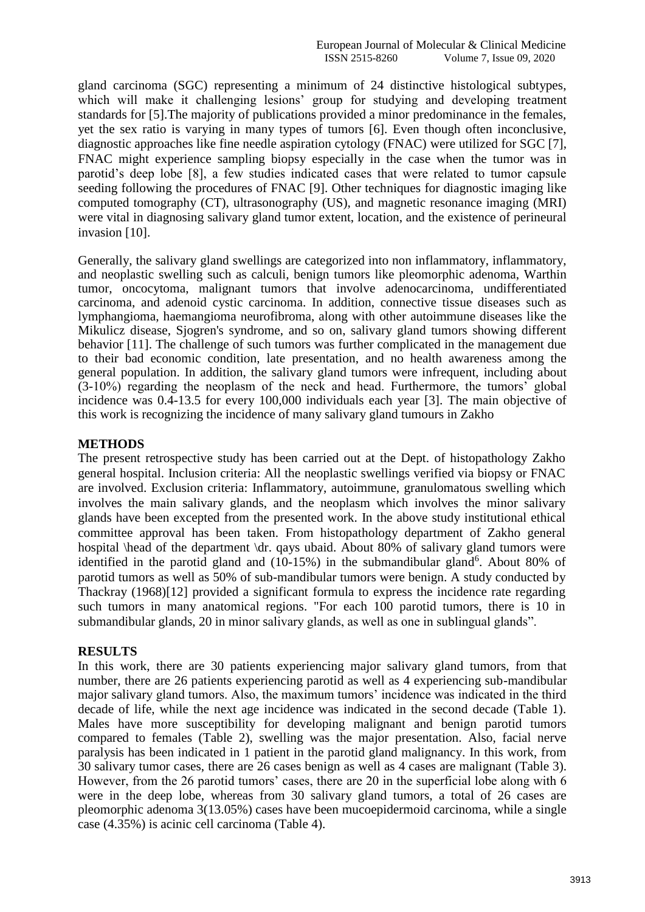gland carcinoma (SGC) representing a minimum of 24 distinctive histological subtypes, which will make it challenging lesions' group for studying and developing treatment standards for [5].The majority of publications provided a minor predominance in the females, yet the sex ratio is varying in many types of tumors [6]. Even though often inconclusive, diagnostic approaches like fine needle aspiration cytology (FNAC) were utilized for SGC [7], FNAC might experience sampling biopsy especially in the case when the tumor was in parotid's deep lobe [8], a few studies indicated cases that were related to tumor capsule seeding following the procedures of FNAC [9]. Other techniques for diagnostic imaging like computed tomography (CT), ultrasonography (US), and magnetic resonance imaging (MRI) were vital in diagnosing salivary gland tumor extent, location, and the existence of perineural invasion [10].

Generally, the salivary gland swellings are categorized into non inflammatory, inflammatory, and neoplastic swelling such as calculi, benign tumors like pleomorphic adenoma, Warthin tumor, oncocytoma, malignant tumors that involve adenocarcinoma, undifferentiated carcinoma, and adenoid cystic carcinoma. In addition, connective tissue diseases such as lymphangioma, haemangioma neurofibroma, along with other autoimmune diseases like the Mikulicz disease, Sjogren's syndrome, and so on, salivary gland tumors showing different behavior [11]. The challenge of such tumors was further complicated in the management due to their bad economic condition, late presentation, and no health awareness among the general population. In addition, the salivary gland tumors were infrequent, including about (3-10%) regarding the neoplasm of the neck and head. Furthermore, the tumors' global incidence was 0.4-13.5 for every 100,000 individuals each year [3]. The main objective of this work is recognizing the incidence of many salivary gland tumours in Zakho

## METHODS

The present retrospective study has been carried out at the Dept. of histopathology Zakho general hospital. Inclusion criteria: All the neoplastic swellings verified via biopsy or FNAC are involved. Exclusion criteria: Inflammatory, autoimmune, granulomatous swelling which involves the main salivary glands, and the neoplasm which involves the minor salivary glands have been excepted from the presented work. In the above study institutional ethical committee approval has been taken. From histopathology department of Zakho general hospital \head of the department \dr. qays ubaid. About 80% of salivary gland tumors were identified in the parotid gland and (10-15%) in the submandibular gland[6]. About 80% of parotid tumors as well as 50% of sub-mandibular tumors were benign. A study conducted by Thackray (1968)[12] provided a significant formula to express the incidence rate regarding such tumors in many anatomical regions. "For each 100 parotid tumors, there is 10 in submandibular glands, 20 in minor salivary glands, as well as one in sublingual glands".

## RESULTS

In this work, there are 30 patients experiencing major salivary gland tumors, from that number, there are 26 patients experiencing parotid as well as 4 experiencing sub-mandibular major salivary gland tumors. Also, the maximum tumors' incidence was indicated in the third decade of life, while the next age incidence was indicated in the second decade (Table 1). Males have more susceptibility for developing malignant and benign parotid tumors compared to females (Table 2), swelling was the major presentation. Also, facial nerve paralysis has been indicated in 1 patient in the parotid gland malignancy. In this work, from 30 salivary tumor cases, there are 26 cases benign as well as 4 cases are malignant (Table 3). However, from the 26 parotid tumors' cases, there are 20 in the superficial lobe along with 6 were in the deep lobe, whereas from 30 salivary gland tumors, a total of 26 cases are pleomorphic adenoma 3(13.05%) cases have been mucoepidermoid carcinoma, while a single case (4.35%) is acinic cell carcinoma (Table 4).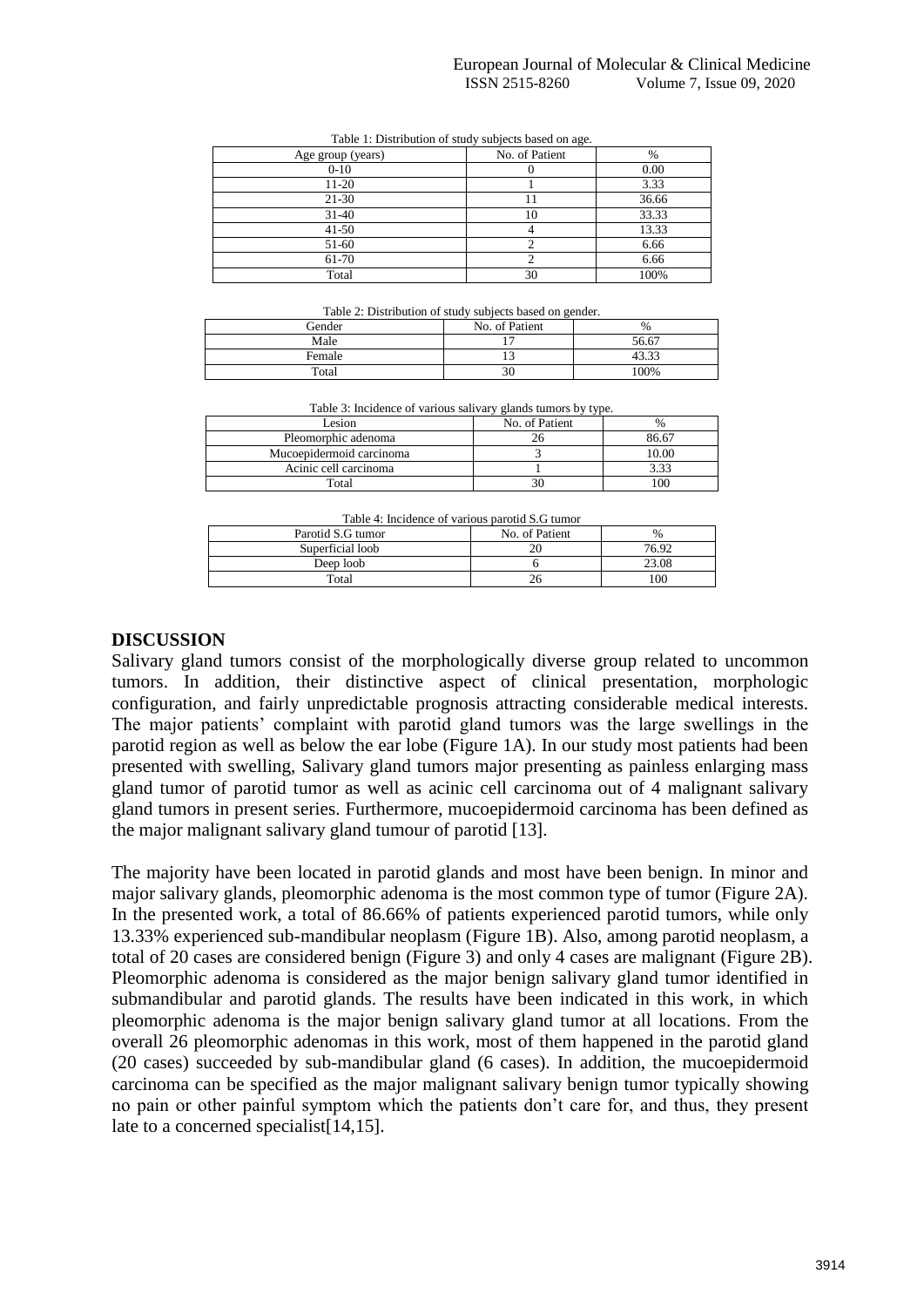Table 1: Distribution of study subjects based on age.

| Age group (years) | No. of Patient | % |
|---|---|---|
| 0-10 | 0 | 0.00 |
| 11-20 | 1 | 3.33 |
| 21-30 | 11 | 36.66 |
| 31-40 | 10 | 33.33 |
| 41-50 | 4 | 13.33 |
| 51-60 | 2 | 6.66 |
| 61-70 | 2 | 6.66 |
| Total | 30 | 100% |

Table 2: Distribution of study subjects based on gender.

| Gender | No. of Patient | % |
|---|---|---|
| Male | 17 | 56.67 |
| Female | 13 | 43.33 |
| Total | 30 | 100% |

Table 3: Incidence of various salivary glands tumors by type.

| Lesion | No. of Patient | % |
|---|---|---|
| Pleomorphic adenoma | 26 | 86.67 |
| Mucoepidermoid carcinoma | 3 | 10.00 |
| Acinic cell carcinoma | 1 | 3.33 |
| Total | 30 | 100 |

Table 4: Incidence of various parotid S.G tumor

| Parotid S.G tumor | No. of Patient | % |
|---|---|---|
| Superficial loob | 20 | 76.92 |
| Deep loob | 6 | 23.08 |
| Total | 26 | 100 |

## DISCUSSION

Salivary gland tumors consist of the morphologically diverse group related to uncommon tumors. In addition, their distinctive aspect of clinical presentation, morphologic configuration, and fairly unpredictable prognosis attracting considerable medical interests. The major patients' complaint with parotid gland tumors was the large swellings in the parotid region as well as below the ear lobe (Figure 1A). In our study most patients had been presented with swelling, Salivary gland tumors major presenting as painless enlarging mass gland tumor of parotid tumor as well as acinic cell carcinoma out of 4 malignant salivary gland tumors in present series. Furthermore, mucoepidermoid carcinoma has been defined as the major malignant salivary gland tumour of parotid [13].

The majority have been located in parotid glands and most have been benign. In minor and major salivary glands, pleomorphic adenoma is the most common type of tumor (Figure 2A). In the presented work, a total of 86.66% of patients experienced parotid tumors, while only 13.33% experienced sub-mandibular neoplasm (Figure 1B). Also, among parotid neoplasm, a total of 20 cases are considered benign (Figure 3) and only 4 cases are malignant (Figure 2B). Pleomorphic adenoma is considered as the major benign salivary gland tumor identified in submandibular and parotid glands. The results have been indicated in this work, in which pleomorphic adenoma is the major benign salivary gland tumor at all locations. From the overall 26 pleomorphic adenomas in this work, most of them happened in the parotid gland (20 cases) succeeded by sub-mandibular gland (6 cases). In addition, the mucoepidermoid carcinoma can be specified as the major malignant salivary benign tumor typically showing no pain or other painful symptom which the patients don't care for, and thus, they present late to a concerned specialist[14,15].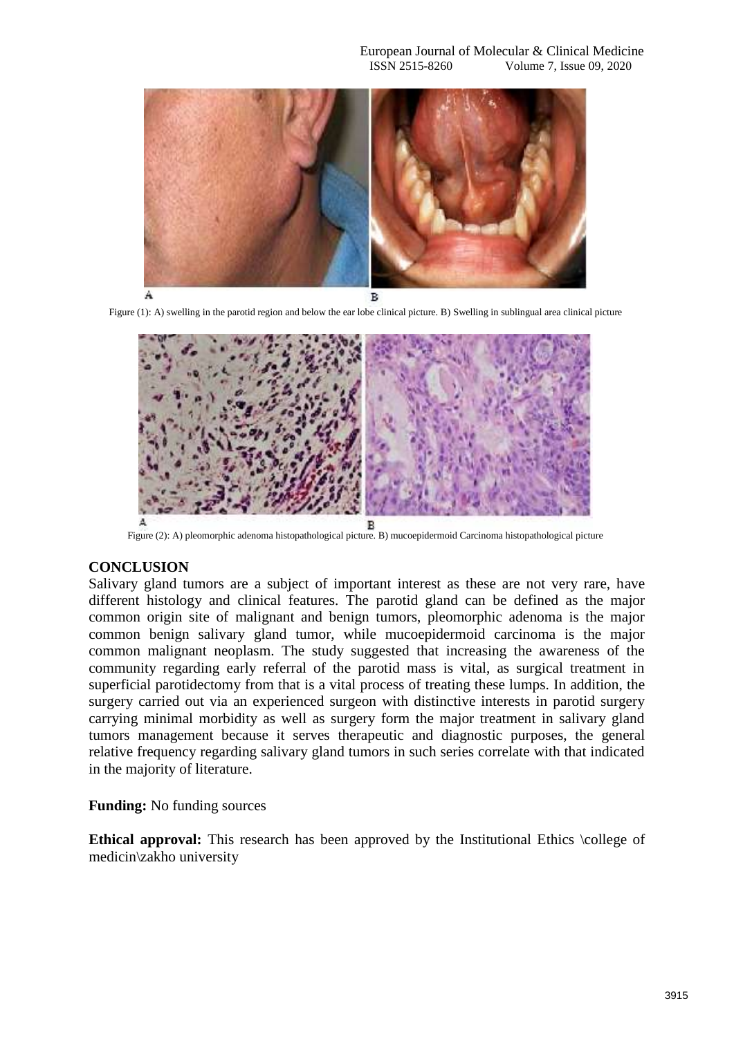Figure (1): A) swelling in the parotid region and below the ear lobe clinical picture. B) Swelling in sublingual area clinical picture

Figure (2): A) pleomorphic adenoma histopathological picture. B) mucoepidermoid Carcinoma histopathological picture

## CONCLUSION

Salivary gland tumors are a subject of important interest as these are not very rare, have different histology and clinical features. The parotid gland can be defined as the major common origin site of malignant and benign tumors, pleomorphic adenoma is the major common benign salivary gland tumor, while mucoepidermoid carcinoma is the major common malignant neoplasm. The study suggested that increasing the awareness of the community regarding early referral of the parotid mass is vital, as surgical treatment in superficial parotidectomy from that is a vital process of treating these lumps. In addition, the surgery carried out via an experienced surgeon with distinctive interests in parotid surgery carrying minimal morbidity as well as surgery form the major treatment in salivary gland tumors management because it serves therapeutic and diagnostic purposes, the general relative frequency regarding salivary gland tumors in such series correlate with that indicated in the majority of literature.

**Funding:** No funding sources

**Ethical approval:** This research has been approved by the Institutional Ethics \college of medicin\zakho university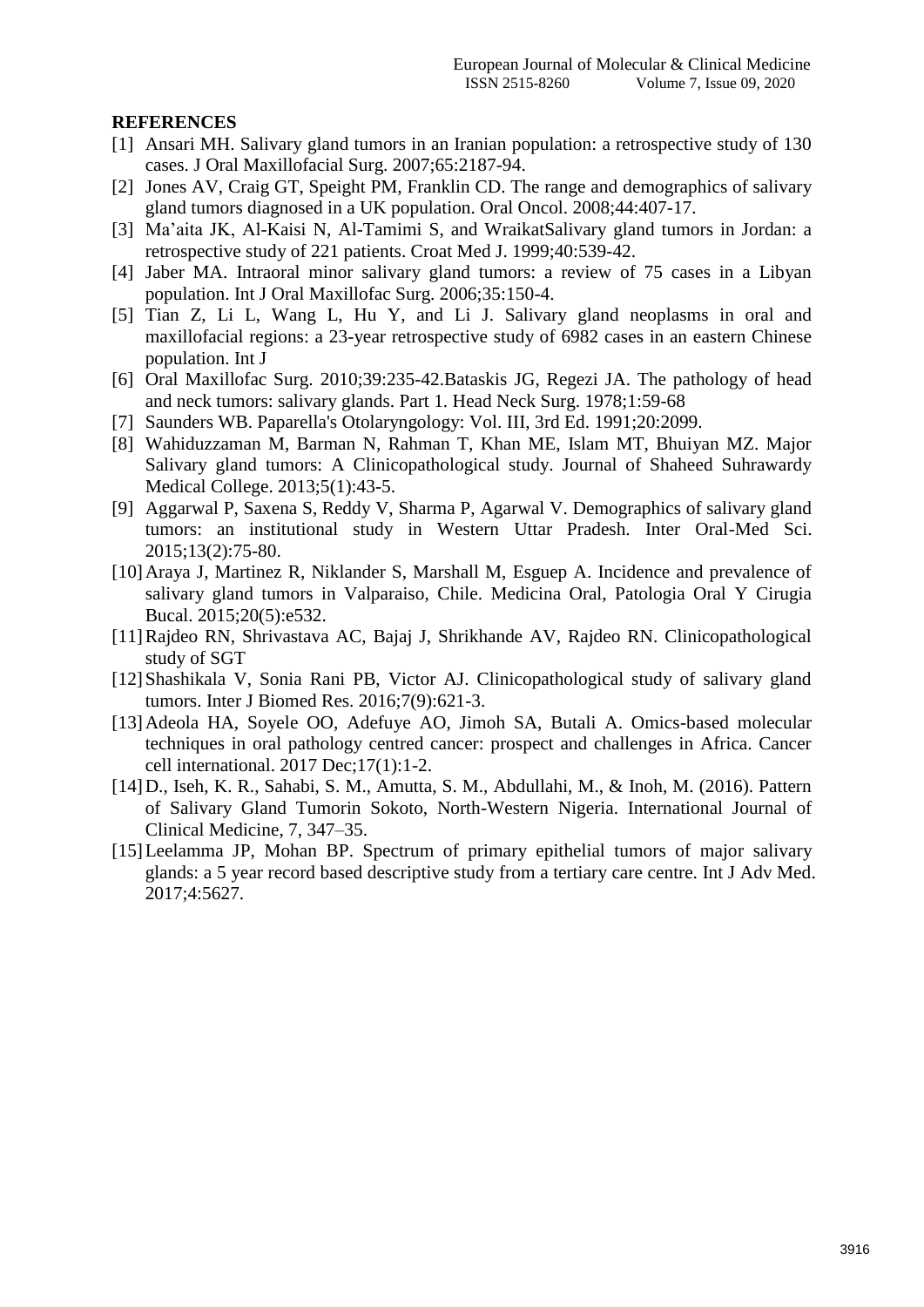## REFERENCES

[1] Ansari MH. Salivary gland tumors in an Iranian population: a retrospective study of 130 cases. J Oral Maxillofacial Surg. 2007;65:2187-94.

[2] Jones AV, Craig GT, Speight PM, Franklin CD. The range and demographics of salivary gland tumors diagnosed in a UK population. Oral Oncol. 2008;44:407-17.

[3] Ma'aita JK, Al-Kaisi N, Al-Tamimi S, and WraikatSalivary gland tumors in Jordan: a retrospective study of 221 patients. Croat Med J. 1999;40:539-42.

[4] Jaber MA. Intraoral minor salivary gland tumors: a review of 75 cases in a Libyan population. Int J Oral Maxillofac Surg. 2006;35:150-4.

[5] Tian Z, Li L, Wang L, Hu Y, and Li J. Salivary gland neoplasms in oral and maxillofacial regions: a 23-year retrospective study of 6982 cases in an eastern Chinese population. Int J

[6] Oral Maxillofac Surg. 2010;39:235-42.Bataskis JG, Regezi JA. The pathology of head and neck tumors: salivary glands. Part 1. Head Neck Surg. 1978;1:59-68

[7] Saunders WB. Paparella's Otolaryngology: Vol. III, 3rd Ed. 1991;20:2099.

[8] Wahiduzzaman M, Barman N, Rahman T, Khan ME, Islam MT, Bhuiyan MZ. Major Salivary gland tumors: A Clinicopathological study. Journal of Shaheed Suhrawardy Medical College. 2013;5(1):43-5.

[9] Aggarwal P, Saxena S, Reddy V, Sharma P, Agarwal V. Demographics of salivary gland tumors: an institutional study in Western Uttar Pradesh. Inter Oral-Med Sci. 2015;13(2):75-80.

[10] Araya J, Martinez R, Niklander S, Marshall M, Esguep A. Incidence and prevalence of salivary gland tumors in Valparaiso, Chile. Medicina Oral, Patologia Oral Y Cirugia Bucal. 2015;20(5):e532.

[11] Rajdeo RN, Shrivastava AC, Bajaj J, Shrikhande AV, Rajdeo RN. Clinicopathological study of SGT

[12] Shashikala V, Sonia Rani PB, Victor AJ. Clinicopathological study of salivary gland tumors. Inter J Biomed Res. 2016;7(9):621-3.

[13] Adeola HA, Soyele OO, Adefuye AO, Jimoh SA, Butali A. Omics-based molecular techniques in oral pathology centred cancer: prospect and challenges in Africa. Cancer cell international. 2017 Dec;17(1):1-2.

[14] D., Iseh, K. R., Sahabi, S. M., Amutta, S. M., Abdullahi, M., & Inoh, M. (2016). Pattern of Salivary Gland Tumorin Sokoto, North-Western Nigeria. International Journal of Clinical Medicine, 7, 347–35.

[15] Leelamma JP, Mohan BP. Spectrum of primary epithelial tumors of major salivary glands: a 5 year record based descriptive study from a tertiary care centre. Int J Adv Med. 2017;4:5627.